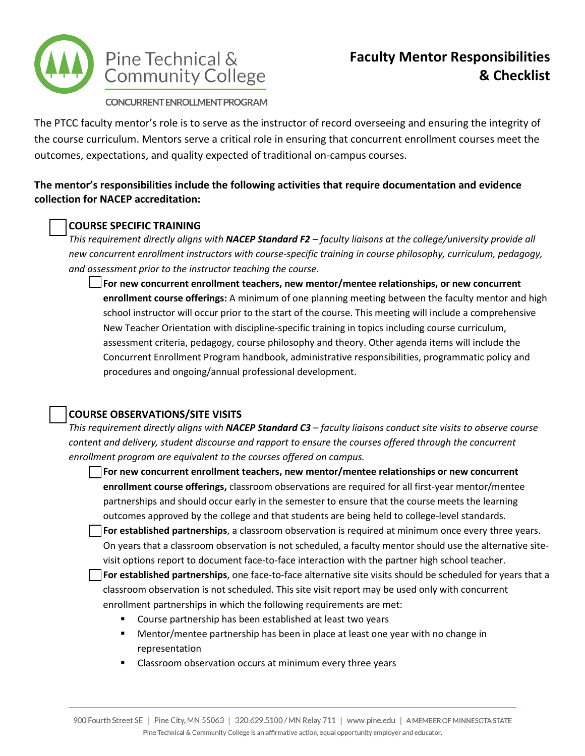Pine Technical & Community College

CONCURRENT ENROLLMENT PROGRAM

# Faculty Mentor Responsibilities & Checklist

The PTCC faculty mentor's role is to serve as the instructor of record overseeing and ensuring the integrity of the course curriculum. Mentors serve a critical role in ensuring that concurrent enrollment courses meet the outcomes, expectations, and quality expected of traditional on-campus courses.

**The mentor's responsibilities include the following activities that require documentation and evidence collection for NACEP accreditation:**

- [ ] **COURSE SPECIFIC TRAINING**

  *This requirement directly aligns with **NACEP Standard F2** – faculty liaisons at the college/university provide all new concurrent enrollment instructors with course-specific training in course philosophy, curriculum, pedagogy, and assessment prior to the instructor teaching the course.*

  - [ ] **For new concurrent enrollment teachers, new mentor/mentee relationships, or new concurrent enrollment course offerings:** A minimum of one planning meeting between the faculty mentor and high school instructor will occur prior to the start of the course. This meeting will include a comprehensive New Teacher Orientation with discipline-specific training in topics including course curriculum, assessment criteria, pedagogy, course philosophy and theory. Other agenda items will include the Concurrent Enrollment Program handbook, administrative responsibilities, programmatic policy and procedures and ongoing/annual professional development.

- [ ] **COURSE OBSERVATIONS/SITE VISITS**

  *This requirement directly aligns with **NACEP Standard C3** – faculty liaisons conduct site visits to observe course content and delivery, student discourse and rapport to ensure the courses offered through the concurrent enrollment program are equivalent to the courses offered on campus.*

  - [ ] **For new concurrent enrollment teachers, new mentor/mentee relationships or new concurrent enrollment course offerings,** classroom observations are required for all first-year mentor/mentee partnerships and should occur early in the semester to ensure that the course meets the learning outcomes approved by the college and that students are being held to college-level standards.
  - [ ] **For established partnerships**, a classroom observation is required at minimum once every three years. On years that a classroom observation is not scheduled, a faculty mentor should use the alternative site-visit options report to document face-to-face interaction with the partner high school teacher.
  - [ ] **For established partnerships**, one face-to-face alternative site visits should be scheduled for years that a classroom observation is not scheduled. This site visit report may be used only with concurrent enrollment partnerships in which the following requirements are met:
    - Course partnership has been established at least two years
    - Mentor/mentee partnership has been in place at least one year with no change in representation
    - Classroom observation occurs at minimum every three years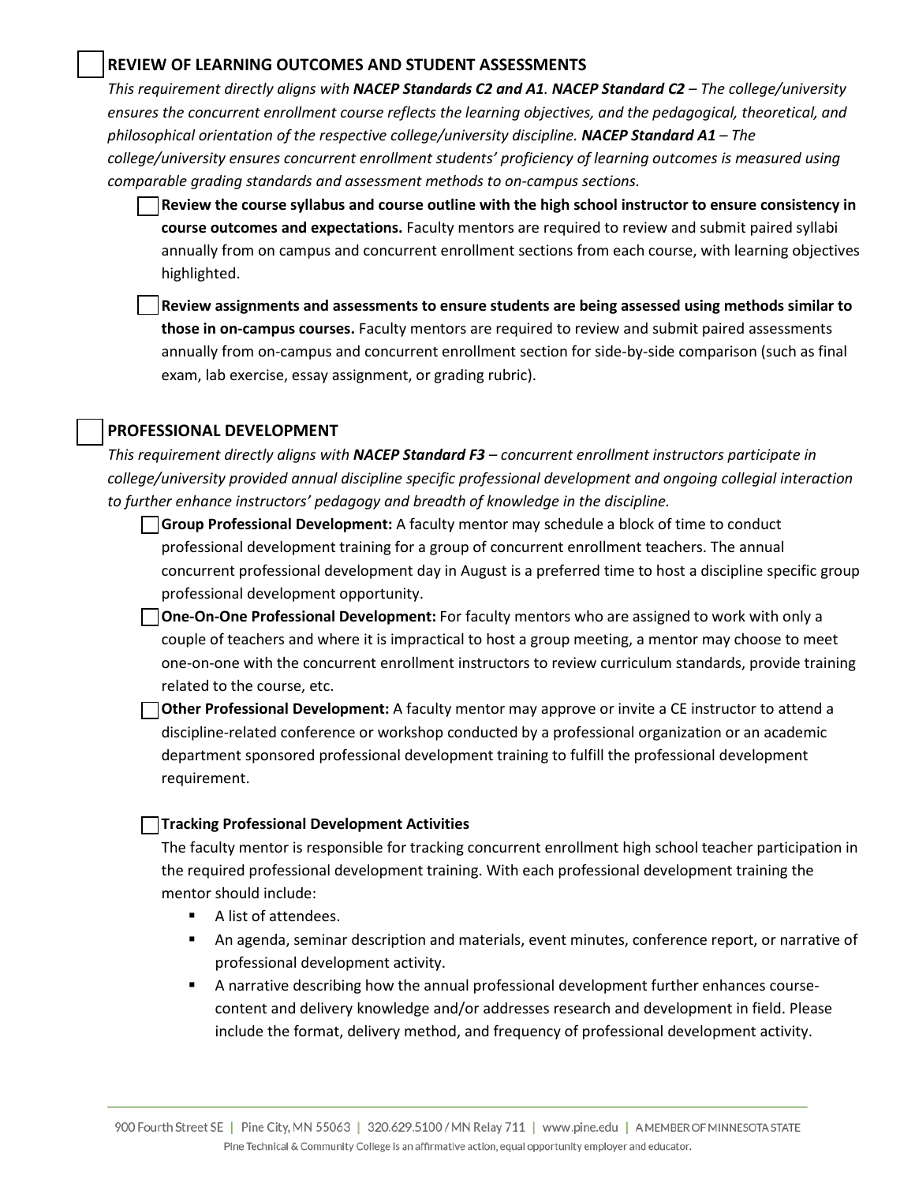- [ ] **REVIEW OF LEARNING OUTCOMES AND STUDENT ASSESSMENTS**

*This requirement directly aligns with **NACEP Standards C2 and A1**. **NACEP Standard C2** – The college/university ensures the concurrent enrollment course reflects the learning objectives, and the pedagogical, theoretical, and philosophical orientation of the respective college/university discipline. **NACEP Standard A1** – The college/university ensures concurrent enrollment students' proficiency of learning outcomes is measured using comparable grading standards and assessment methods to on-campus sections.*

- [ ] **Review the course syllabus and course outline with the high school instructor to ensure consistency in course outcomes and expectations.** Faculty mentors are required to review and submit paired syllabi annually from on campus and concurrent enrollment sections from each course, with learning objectives highlighted.

- [ ] **Review assignments and assessments to ensure students are being assessed using methods similar to those in on-campus courses.** Faculty mentors are required to review and submit paired assessments annually from on-campus and concurrent enrollment section for side-by-side comparison (such as final exam, lab exercise, essay assignment, or grading rubric).

- [ ] **PROFESSIONAL DEVELOPMENT**

*This requirement directly aligns with **NACEP Standard F3** – concurrent enrollment instructors participate in college/university provided annual discipline specific professional development and ongoing collegial interaction to further enhance instructors' pedagogy and breadth of knowledge in the discipline.*

- [ ] **Group Professional Development:** A faculty mentor may schedule a block of time to conduct professional development training for a group of concurrent enrollment teachers. The annual concurrent professional development day in August is a preferred time to host a discipline specific group professional development opportunity.
- [ ] **One-On-One Professional Development:** For faculty mentors who are assigned to work with only a couple of teachers and where it is impractical to host a group meeting, a mentor may choose to meet one-on-one with the concurrent enrollment instructors to review curriculum standards, provide training related to the course, etc.
- [ ] **Other Professional Development:** A faculty mentor may approve or invite a CE instructor to attend a discipline-related conference or workshop conducted by a professional organization or an academic department sponsored professional development training to fulfill the professional development requirement.

- [ ] **Tracking Professional Development Activities**

The faculty mentor is responsible for tracking concurrent enrollment high school teacher participation in the required professional development training. With each professional development training the mentor should include:

- A list of attendees.
- An agenda, seminar description and materials, event minutes, conference report, or narrative of professional development activity.
- A narrative describing how the annual professional development further enhances course-content and delivery knowledge and/or addresses research and development in field. Please include the format, delivery method, and frequency of professional development activity.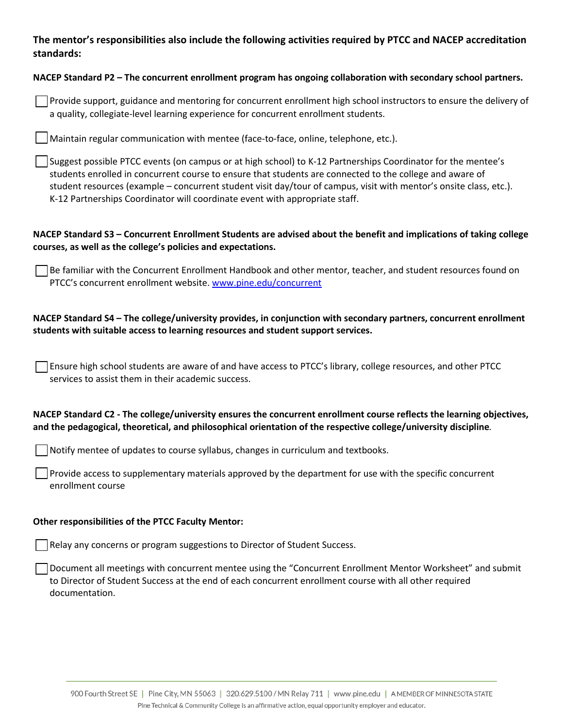**The mentor's responsibilities also include the following activities required by PTCC and NACEP accreditation standards:**

**NACEP Standard P2 – The concurrent enrollment program has ongoing collaboration with secondary school partners.**

- [ ] Provide support, guidance and mentoring for concurrent enrollment high school instructors to ensure the delivery of a quality, collegiate-level learning experience for concurrent enrollment students.
- [ ] Maintain regular communication with mentee (face-to-face, online, telephone, etc.).
- [ ] Suggest possible PTCC events (on campus or at high school) to K-12 Partnerships Coordinator for the mentee's students enrolled in concurrent course to ensure that students are connected to the college and aware of student resources (example – concurrent student visit day/tour of campus, visit with mentor's onsite class, etc.). K-12 Partnerships Coordinator will coordinate event with appropriate staff.

**NACEP Standard S3 – Concurrent Enrollment Students are advised about the benefit and implications of taking college courses, as well as the college's policies and expectations.**

- [ ] Be familiar with the Concurrent Enrollment Handbook and other mentor, teacher, and student resources found on PTCC's concurrent enrollment website. www.pine.edu/concurrent

**NACEP Standard S4 – The college/university provides, in conjunction with secondary partners, concurrent enrollment students with suitable access to learning resources and student support services.**

- [ ] Ensure high school students are aware of and have access to PTCC's library, college resources, and other PTCC services to assist them in their academic success.

**NACEP Standard C2 - The college/university ensures the concurrent enrollment course reflects the learning objectives, and the pedagogical, theoretical, and philosophical orientation of the respective college/university discipline**.

- [ ] Notify mentee of updates to course syllabus, changes in curriculum and textbooks.
- [ ] Provide access to supplementary materials approved by the department for use with the specific concurrent enrollment course

**Other responsibilities of the PTCC Faculty Mentor:**

- [ ] Relay any concerns or program suggestions to Director of Student Success.
- [ ] Document all meetings with concurrent mentee using the "Concurrent Enrollment Mentor Worksheet" and submit to Director of Student Success at the end of each concurrent enrollment course with all other required documentation.